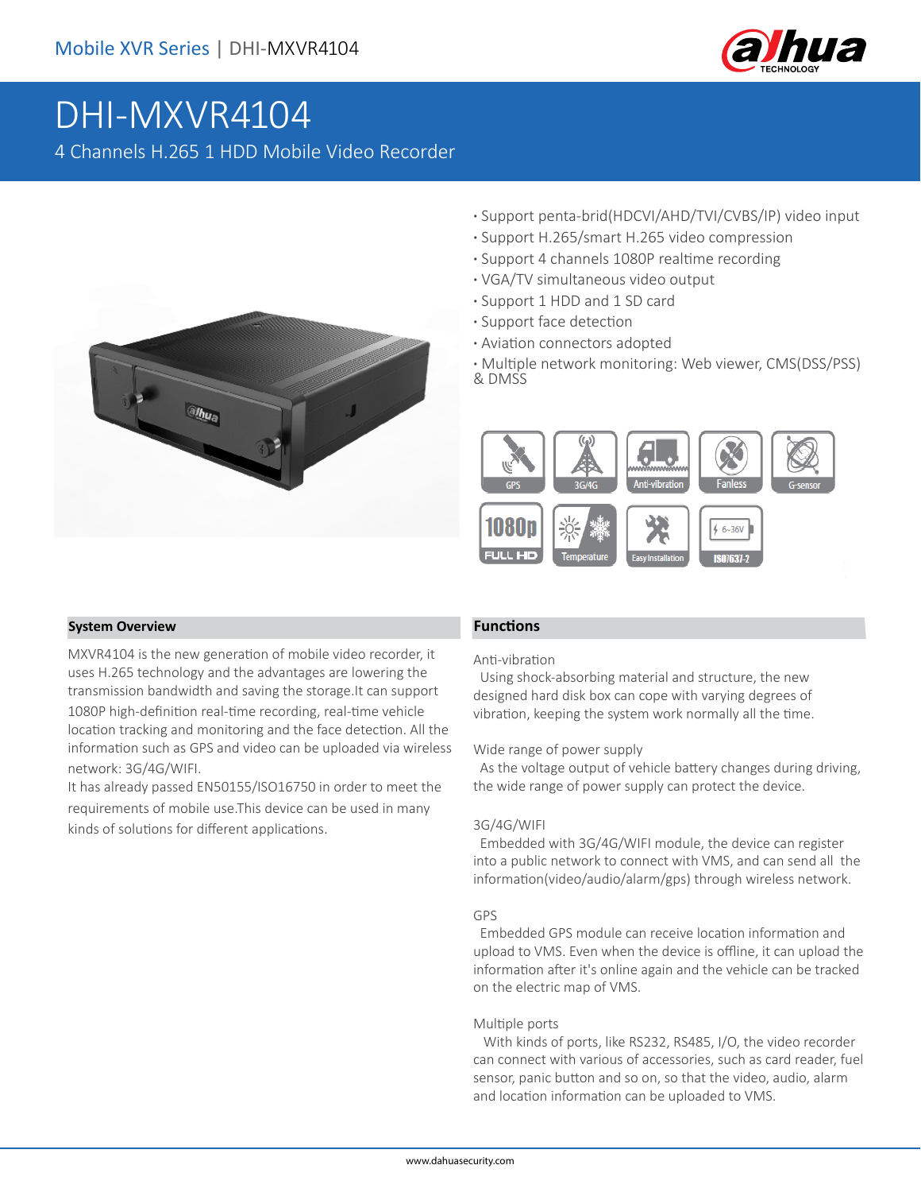# DHI-MXVR4104

4 Channels H.265 1 HDD Mobile Video Recorder

- Support penta-brid(HDCVI/AHD/TVI/CVBS/IP) video input
- Support H.265/smart H.265 video compression
- Support 4 channels 1080P realtime recording
- VGA/TV simultaneous video output
- Support 1 HDD and 1 SD card
- Support face detection
- Aviation connectors adopted
- Multiple network monitoring: Web viewer, CMS(DSS/PSS) & DMSS

GPS
3G/4G
Anti-vibration
Fanless
G-sensor
1080p FULL HD
Temperature
Easy Installation
6~36V ISO7637-2

## System Overview

MXVR4104 is the new generation of mobile video recorder, it uses H.265 technology and the advantages are lowering the transmission bandwidth and saving the storage.It can support 1080P high-definition real-time recording, real-time vehicle location tracking and monitoring and the face detection. All the information such as GPS and video can be uploaded via wireless network: 3G/4G/WIFI.

It has already passed EN50155/ISO16750 in order to meet the requirements of mobile use.This device can be used in many kinds of solutions for different applications.

## Functions

Anti-vibration

Using shock-absorbing material and structure, the new designed hard disk box can cope with varying degrees of vibration, keeping the system work normally all the time.

Wide range of power supply

As the voltage output of vehicle battery changes during driving, the wide range of power supply can protect the device.

3G/4G/WIFI

Embedded with 3G/4G/WIFI module, the device can register into a public network to connect with VMS, and can send all the information(video/audio/alarm/gps) through wireless network.

GPS

Embedded GPS module can receive location information and upload to VMS. Even when the device is offline, it can upload the information after it's online again and the vehicle can be tracked on the electric map of VMS.

Multiple ports

With kinds of ports, like RS232, RS485, I/O, the video recorder can connect with various of accessories, such as card reader, fuel sensor, panic button and so on, so that the video, audio, alarm and location information can be uploaded to VMS.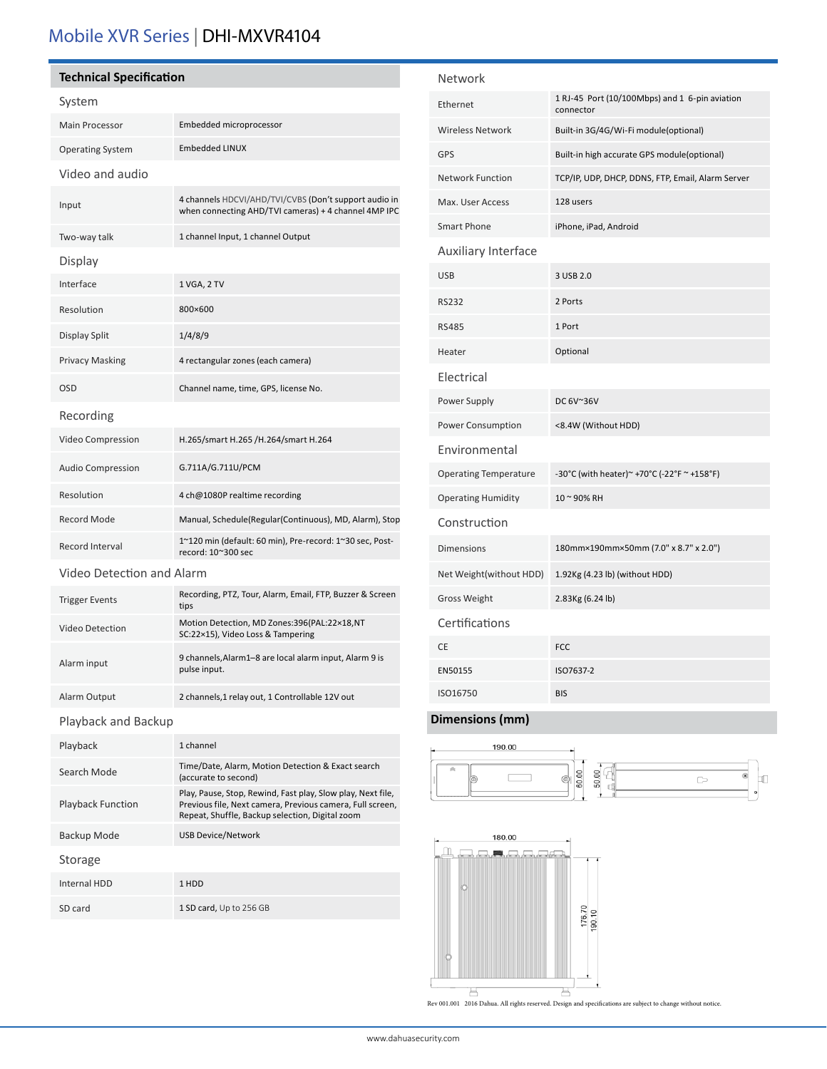# Mobile XVR Series | DHI-MXVR4104

## Technical Specification

### System

| | |
|---|---|
| Main Processor | Embedded microprocessor |
| Operating System | Embedded LINUX |

### Video and audio

| | |
|---|---|
| Input | 4 channels HDCVI/AHD/TVI/CVBS (Don't support audio in when connecting AHD/TVI cameras) + 4 channel 4MP IPC |
| Two-way talk | 1 channel Input, 1 channel Output |

### Display

| | |
|---|---|
| Interface | 1 VGA, 2 TV |
| Resolution | 800×600 |
| Display Split | 1/4/8/9 |
| Privacy Masking | 4 rectangular zones (each camera) |
| OSD | Channel name, time, GPS, license No. |

### Recording

| | |
|---|---|
| Video Compression | H.265/smart H.265 /H.264/smart H.264 |
| Audio Compression | G.711A/G.711U/PCM |
| Resolution | 4 ch@1080P realtime recording |
| Record Mode | Manual, Schedule(Regular(Continuous), MD, Alarm), Stop |
| Record Interval | 1~120 min (default: 60 min), Pre-record: 1~30 sec, Post-record: 10~300 sec |

### Video Detection and Alarm

| | |
|---|---|
| Trigger Events | Recording, PTZ, Tour, Alarm, Email, FTP, Buzzer & Screen tips |
| Video Detection | Motion Detection, MD Zones:396(PAL:22×18,NTSC:22×15), Video Loss & Tampering |
| Alarm input | 9 channels,Alarm1–8 are local alarm input, Alarm 9 is pulse input. |
| Alarm Output | 2 channels,1 relay out, 1 Controllable 12V out |

### Playback and Backup

| | |
|---|---|
| Playback | 1 channel |
| Search Mode | Time/Date, Alarm, Motion Detection & Exact search (accurate to second) |
| Playback Function | Play, Pause, Stop, Rewind, Fast play, Slow play, Next file, Previous file, Next camera, Previous camera, Full screen, Repeat, Shuffle, Backup selection, Digital zoom |
| Backup Mode | USB Device/Network |

### Storage

| | |
|---|---|
| Internal HDD | 1 HDD |
| SD card | 1 SD card, Up to 256 GB |

### Network

| | |
|---|---|
| Ethernet | 1 RJ-45 Port (10/100Mbps) and 1 6-pin aviation connector |
| Wireless Network | Built-in 3G/4G/Wi-Fi module(optional) |
| GPS | Built-in high accurate GPS module(optional) |
| Network Function | TCP/IP, UDP, DHCP, DDNS, FTP, Email, Alarm Server |
| Max. User Access | 128 users |
| Smart Phone | iPhone, iPad, Android |

### Auxiliary Interface

| | |
|---|---|
| USB | 3 USB 2.0 |
| RS232 | 2 Ports |
| RS485 | 1 Port |
| Heater | Optional |

### Electrical

| | |
|---|---|
| Power Supply | DC 6V~36V |
| Power Consumption | <8.4W (Without HDD) |

### Environmental

| | |
|---|---|
| Operating Temperature | -30°C (with heater)~ +70°C (-22°F ~ +158°F) |
| Operating Humidity | 10 ~ 90% RH |

### Construction

| | |
|---|---|
| Dimensions | 180mm×190mm×50mm (7.0" x 8.7" x 2.0") |
| Net Weight(without HDD) | 1.92Kg (4.23 lb) (without HDD) |
| Gross Weight | 2.83Kg (6.24 lb) |

### Certifications

| | |
|---|---|
| CE | FCC |
| EN50155 | ISO7637-2 |
| ISO16750 | BIS |

## Dimensions (mm)

190.00

60.00

50.00

180.00

176.70

190.10

Rev 001.001 2016 Dahua. All rights reserved. Design and specifications are subject to change without notice.